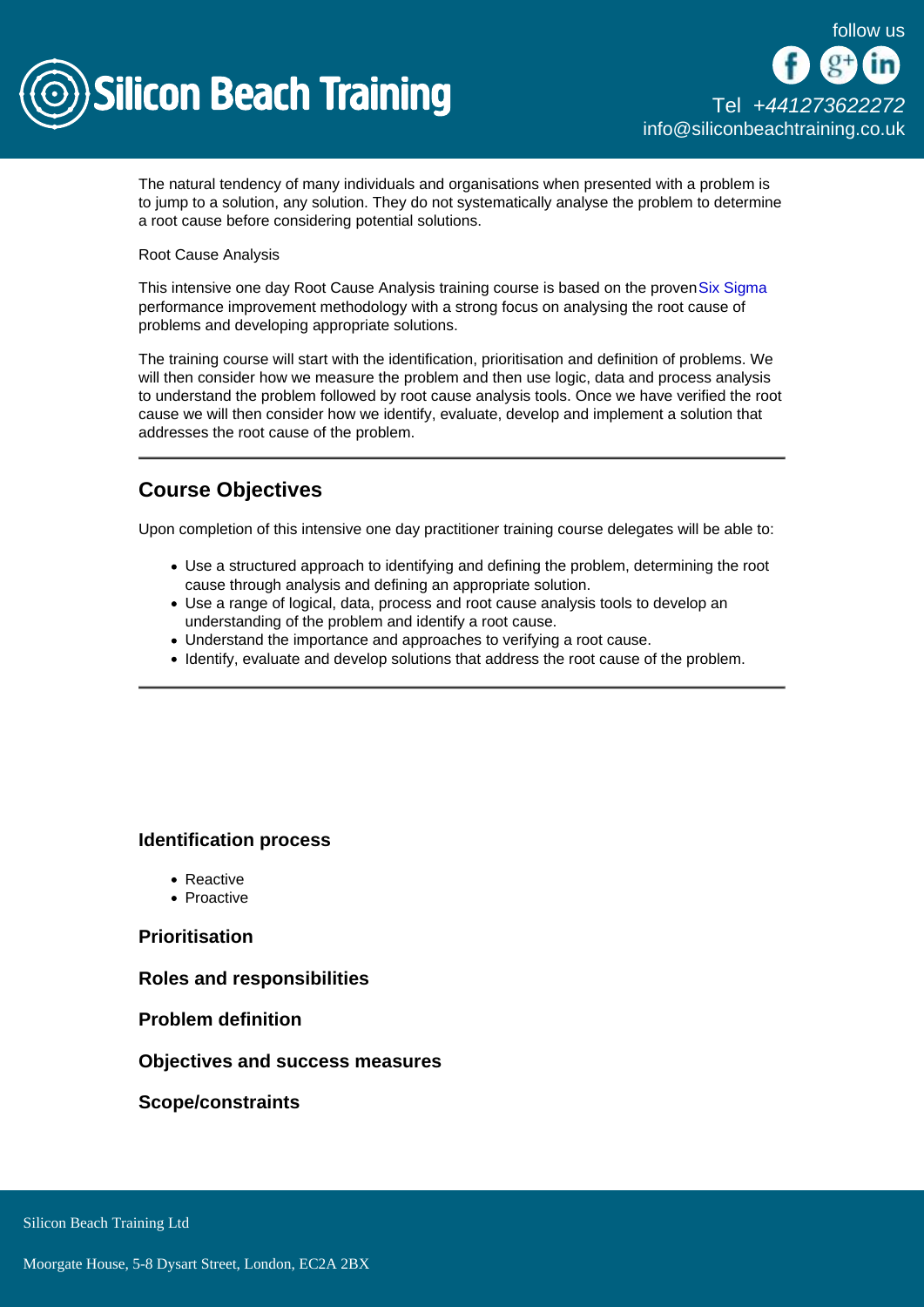The natural tendency of many individuals and organisations when presented with a problem is to jump to a solution, any solution. They do not systematically analyse the problem to determine a root cause before considering potential solutions.

Root Cause Analysis

This intensive one day Root Cause Analysis training course is based on the proven Six Sigma performance improvement methodology with a strong focus on analysing the root cause of problems and developing appropriate solutions.

The training course will start with the identification, prioritisation and definition of problems. We will then consider how we measure the problem and then use logic, data and process analysis to understand the problem followed by root cause analysis tools. Once we have verified the root cause we will then consider how we identify, evaluate, develop and implement a solution that addresses the root cause of the problem.

---

## Course Objectives

Upon completion of this intensive one day practitioner training course delegates will be able to:

- Use a structured approach to identifying and defining the problem, determining the root cause through analysis and defining an appropriate solution.
- Use a range of logical, data, process and root cause analysis tools to develop an understanding of the problem and identify a root cause.
- Understand the importance and approaches to verifying a root cause.
- Identify, evaluate and develop solutions that address the root cause of the problem.

---

### Identification process

- Reactive
- Proactive

### Prioritisation

### Roles and responsibilities

### Problem definition

### Objectives and success measures

### Scope/constraints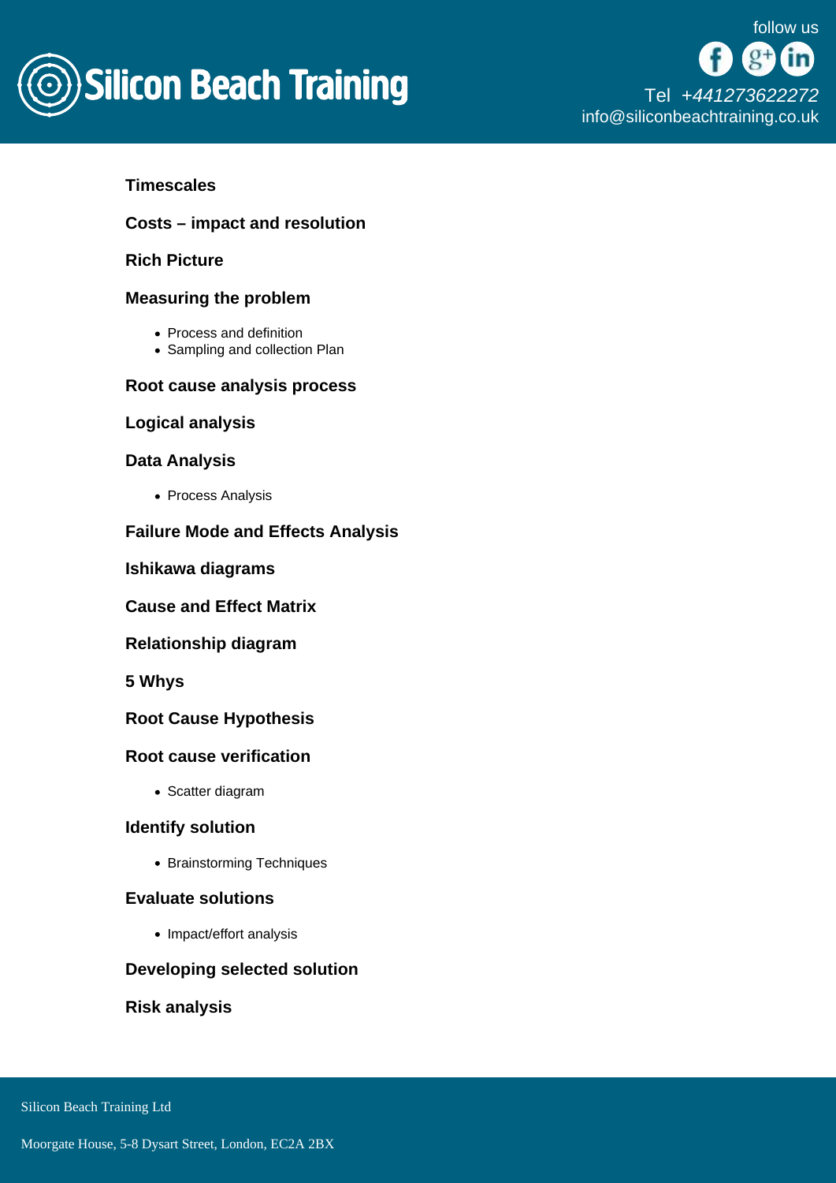#### Timescales

#### Costs – impact and resolution

#### Rich Picture

#### Measuring the problem

- Process and definition
- Sampling and collection Plan

#### Root cause analysis process

#### Logical analysis

#### Data Analysis

- Process Analysis

#### Failure Mode and Effects Analysis

#### Ishikawa diagrams

#### Cause and Effect Matrix

#### Relationship diagram

#### 5 Whys

#### Root Cause Hypothesis

#### Root cause verification

- Scatter diagram

#### Identify solution

- Brainstorming Techniques

#### Evaluate solutions

- Impact/effort analysis

#### Developing selected solution

#### Risk analysis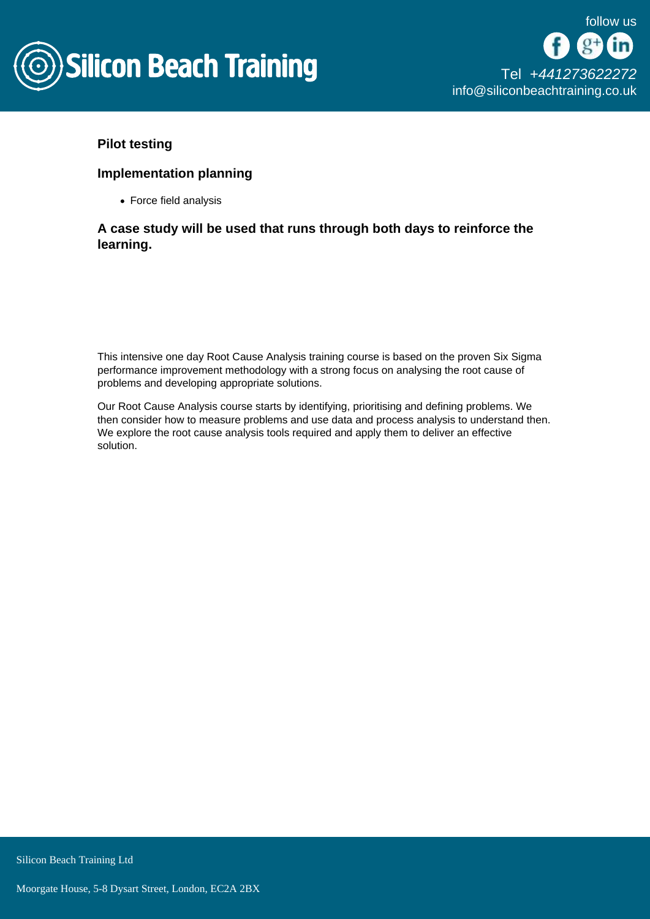### Pilot testing

### Implementation planning

- Force field analysis

### A case study will be used that runs through both days to reinforce the learning.

This intensive one day Root Cause Analysis training course is based on the proven Six Sigma performance improvement methodology with a strong focus on analysing the root cause of problems and developing appropriate solutions.

Our Root Cause Analysis course starts by identifying, prioritising and defining problems. We then consider how to measure problems and use data and process analysis to understand then. We explore the root cause analysis tools required and apply them to deliver an effective solution.